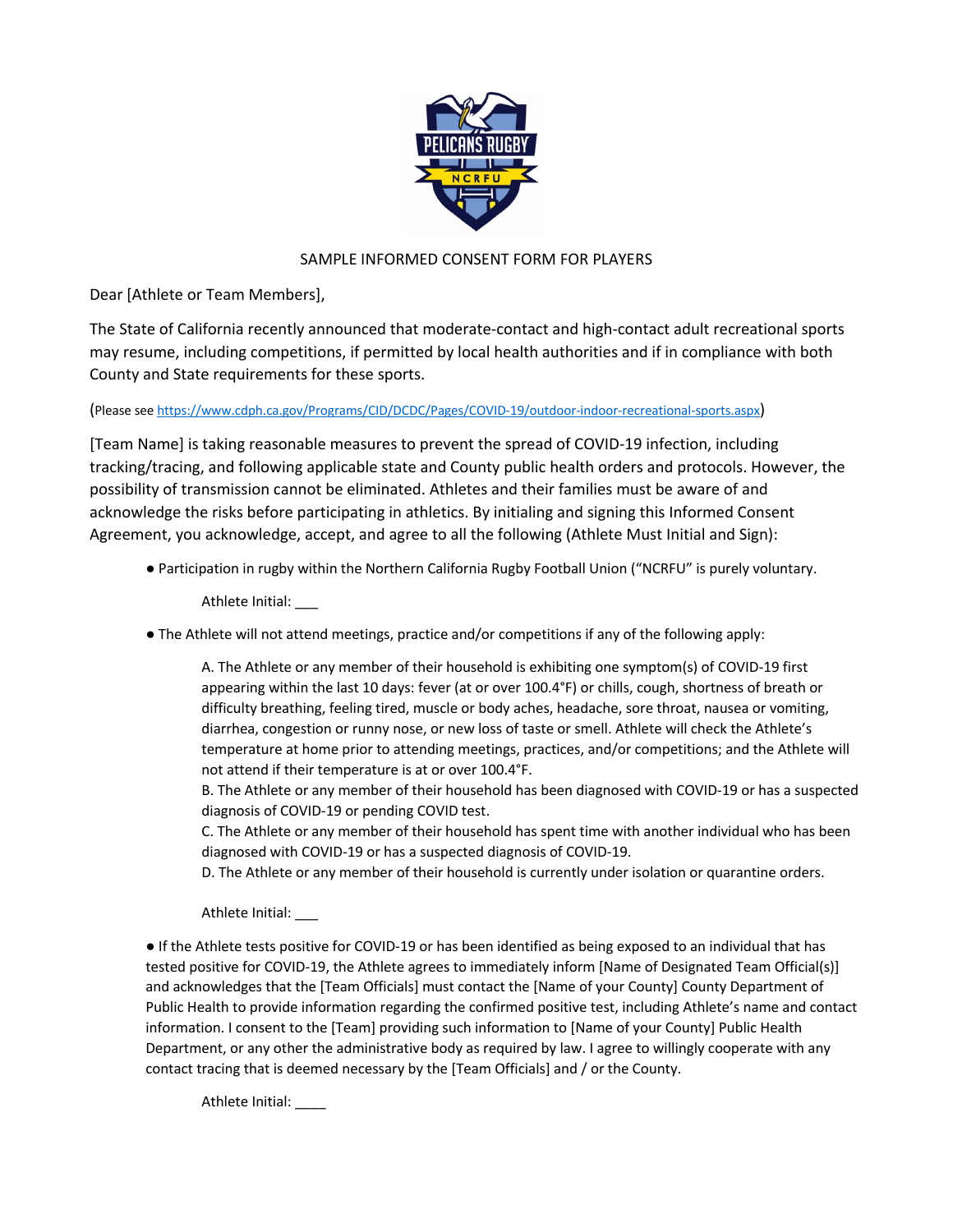SAMPLE INFORMED CONSENT FORM FOR PLAYERS

Dear [Athlete or Team Members],

The State of California recently announced that moderate-contact and high-contact adult recreational sports may resume, including competitions, if permitted by local health authorities and if in compliance with both County and State requirements for these sports.

(Please see https://www.cdph.ca.gov/Programs/CID/DCDC/Pages/COVID-19/outdoor-indoor-recreational-sports.aspx)

[Team Name] is taking reasonable measures to prevent the spread of COVID-19 infection, including tracking/tracing, and following applicable state and County public health orders and protocols. However, the possibility of transmission cannot be eliminated. Athletes and their families must be aware of and acknowledge the risks before participating in athletics. By initialing and signing this Informed Consent Agreement, you acknowledge, accept, and agree to all the following (Athlete Must Initial and Sign):

- Participation in rugby within the Northern California Rugby Football Union ("NCRFU" is purely voluntary.

  Athlete Initial: ___

- The Athlete will not attend meetings, practice and/or competitions if any of the following apply:

  A. The Athlete or any member of their household is exhibiting one symptom(s) of COVID-19 first appearing within the last 10 days: fever (at or over 100.4°F) or chills, cough, shortness of breath or difficulty breathing, feeling tired, muscle or body aches, headache, sore throat, nausea or vomiting, diarrhea, congestion or runny nose, or new loss of taste or smell. Athlete will check the Athlete's temperature at home prior to attending meetings, practices, and/or competitions; and the Athlete will not attend if their temperature is at or over 100.4°F.
  B. The Athlete or any member of their household has been diagnosed with COVID-19 or has a suspected diagnosis of COVID-19 or pending COVID test.
  C. The Athlete or any member of their household has spent time with another individual who has been diagnosed with COVID-19 or has a suspected diagnosis of COVID-19.
  D. The Athlete or any member of their household is currently under isolation or quarantine orders.

  Athlete Initial: ___

- If the Athlete tests positive for COVID-19 or has been identified as being exposed to an individual that has tested positive for COVID-19, the Athlete agrees to immediately inform [Name of Designated Team Official(s)] and acknowledges that the [Team Officials] must contact the [Name of your County] County Department of Public Health to provide information regarding the confirmed positive test, including Athlete's name and contact information. I consent to the [Team] providing such information to [Name of your County] Public Health Department, or any other the administrative body as required by law. I agree to willingly cooperate with any contact tracing that is deemed necessary by the [Team Officials] and / or the County.

  Athlete Initial: ____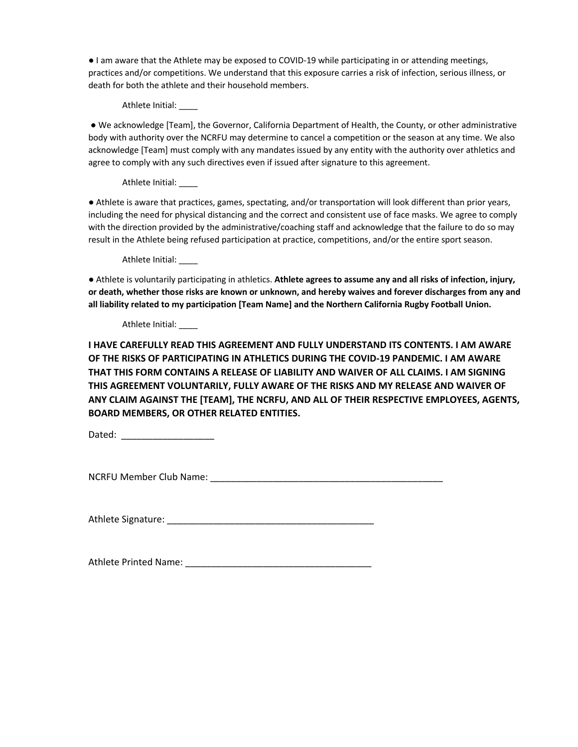- I am aware that the Athlete may be exposed to COVID-19 while participating in or attending meetings, practices and/or competitions. We understand that this exposure carries a risk of infection, serious illness, or death for both the athlete and their household members.

  Athlete Initial: ____

- We acknowledge [Team], the Governor, California Department of Health, the County, or other administrative body with authority over the NCRFU may determine to cancel a competition or the season at any time. We also acknowledge [Team] must comply with any mandates issued by any entity with the authority over athletics and agree to comply with any such directives even if issued after signature to this agreement.

  Athlete Initial: ____

- Athlete is aware that practices, games, spectating, and/or transportation will look different than prior years, including the need for physical distancing and the correct and consistent use of face masks. We agree to comply with the direction provided by the administrative/coaching staff and acknowledge that the failure to do so may result in the Athlete being refused participation at practice, competitions, and/or the entire sport season.

  Athlete Initial: ____

- Athlete is voluntarily participating in athletics. **Athlete agrees to assume any and all risks of infection, injury, or death, whether those risks are known or unknown, and hereby waives and forever discharges from any and all liability related to my participation [Team Name] and the Northern California Rugby Football Union.**

  Athlete Initial: ____

**I HAVE CAREFULLY READ THIS AGREEMENT AND FULLY UNDERSTAND ITS CONTENTS. I AM AWARE OF THE RISKS OF PARTICIPATING IN ATHLETICS DURING THE COVID-19 PANDEMIC. I AM AWARE THAT THIS FORM CONTAINS A RELEASE OF LIABILITY AND WAIVER OF ALL CLAIMS. I AM SIGNING THIS AGREEMENT VOLUNTARILY, FULLY AWARE OF THE RISKS AND MY RELEASE AND WAIVER OF ANY CLAIM AGAINST THE [TEAM], THE NCRFU, AND ALL OF THEIR RESPECTIVE EMPLOYEES, AGENTS, BOARD MEMBERS, OR OTHER RELATED ENTITIES.**

Dated: __________________

NCRFU Member Club Name: ______________________________________________

Athlete Signature: ________________________________________

Athlete Printed Name: ____________________________________